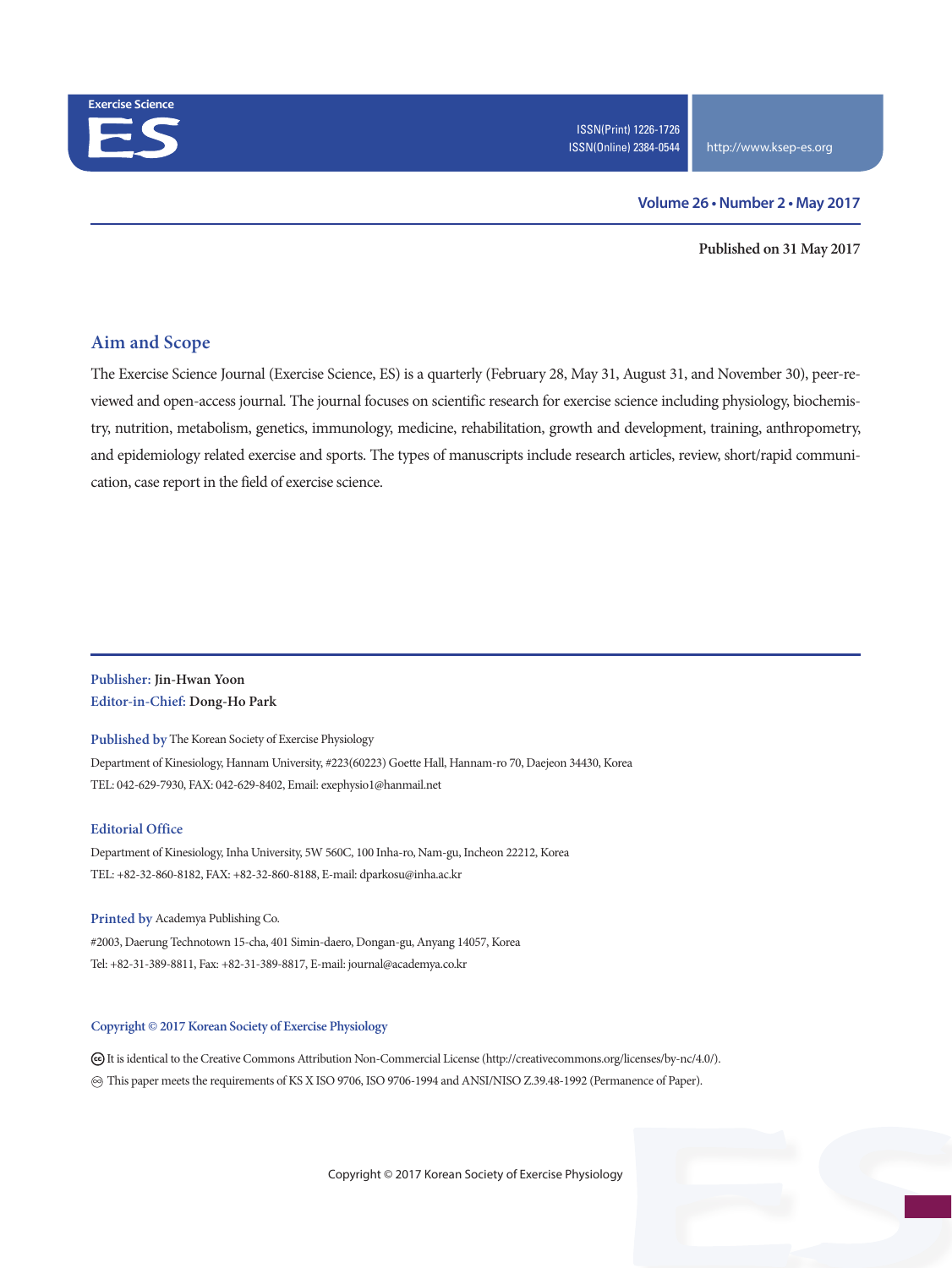Exercise Science

ES

ISSN(Print) 1226-1726
ISSN(Online) 2384-0544

http://www.ksep-es.org

Volume 26 • Number 2 • May 2017

Published on 31 May 2017

## Aim and Scope

The Exercise Science Journal (Exercise Science, ES) is a quarterly (February 28, May 31, August 31, and November 30), peer-reviewed and open-access journal. The journal focuses on scientific research for exercise science including physiology, biochemistry, nutrition, metabolism, genetics, immunology, medicine, rehabilitation, growth and development, training, anthropometry, and epidemiology related exercise and sports. The types of manuscripts include research articles, review, short/rapid communication, case report in the field of exercise science.

**Publisher:** Jin-Hwan Yoon
**Editor-in-Chief:** Dong-Ho Park

**Published by** The Korean Society of Exercise Physiology
Department of Kinesiology, Hannam University, #223(60223) Goette Hall, Hannam-ro 70, Daejeon 34430, Korea
TEL: 042-629-7930, FAX: 042-629-8402, Email: exephysio1@hanmail.net

**Editorial Office**
Department of Kinesiology, Inha University, 5W 560C, 100 Inha-ro, Nam-gu, Incheon 22212, Korea
TEL: +82-32-860-8182, FAX: +82-32-860-8188, E-mail: dparkosu@inha.ac.kr

**Printed by** Academya Publishing Co.
#2003, Daerung Technotown 15-cha, 401 Simin-daero, Dongan-gu, Anyang 14057, Korea
Tel: +82-31-389-8811, Fax: +82-31-389-8817, E-mail: journal@academya.co.kr

**Copyright © 2017 Korean Society of Exercise Physiology**

It is identical to the Creative Commons Attribution Non-Commercial License (http://creativecommons.org/licenses/by-nc/4.0/).
This paper meets the requirements of KS X ISO 9706, ISO 9706-1994 and ANSI/NISO Z.39.48-1992 (Permanence of Paper).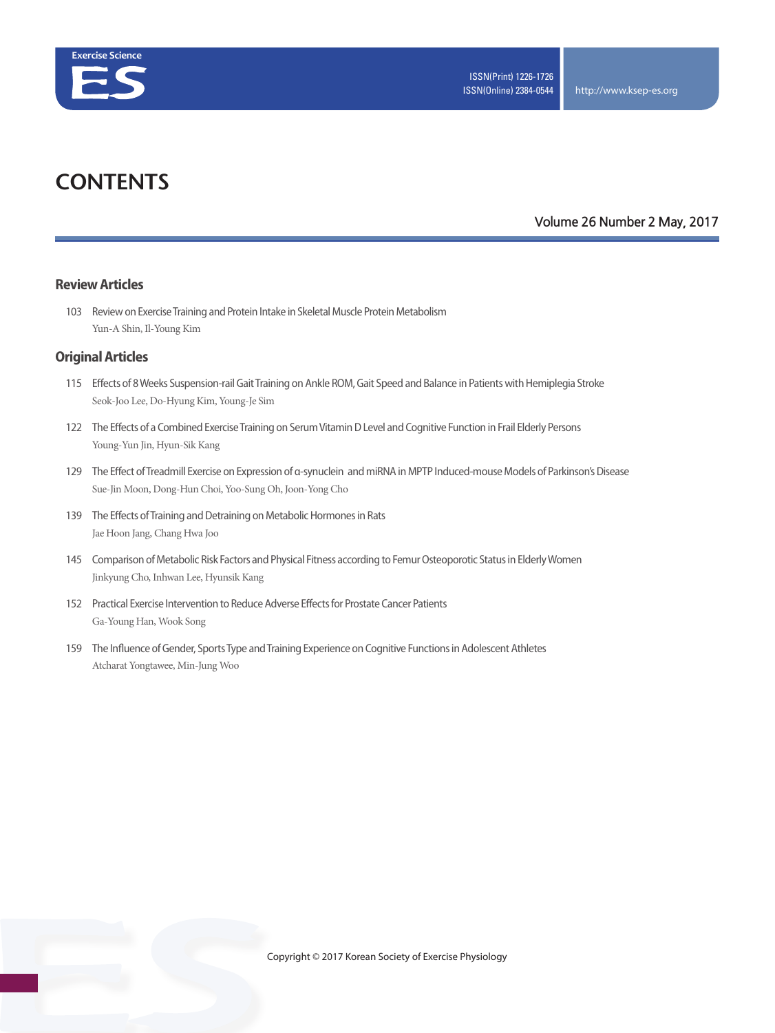# CONTENTS

Volume 26 Number 2 May, 2017

## Review Articles

103 Review on Exercise Training and Protein Intake in Skeletal Muscle Protein Metabolism
Yun-A Shin, Il-Young Kim

## Original Articles

115 Effects of 8 Weeks Suspension-rail Gait Training on Ankle ROM, Gait Speed and Balance in Patients with Hemiplegia Stroke
Seok-Joo Lee, Do-Hyung Kim, Young-Je Sim

122 The Effects of a Combined Exercise Training on Serum Vitamin D Level and Cognitive Function in Frail Elderly Persons
Young-Yun Jin, Hyun-Sik Kang

129 The Effect of Treadmill Exercise on Expression of α-synuclein and miRNA in MPTP Induced-mouse Models of Parkinson's Disease
Sue-Jin Moon, Dong-Hun Choi, Yoo-Sung Oh, Joon-Yong Cho

139 The Effects of Training and Detraining on Metabolic Hormones in Rats
Jae Hoon Jang, Chang Hwa Joo

145 Comparison of Metabolic Risk Factors and Physical Fitness according to Femur Osteoporotic Status in Elderly Women
Jinkyung Cho, Inhwan Lee, Hyunsik Kang

152 Practical Exercise Intervention to Reduce Adverse Effects for Prostate Cancer Patients
Ga-Young Han, Wook Song

159 The Influence of Gender, Sports Type and Training Experience on Cognitive Functions in Adolescent Athletes
Atcharat Yongtawee, Min-Jung Woo

Copyright © 2017 Korean Society of Exercise Physiology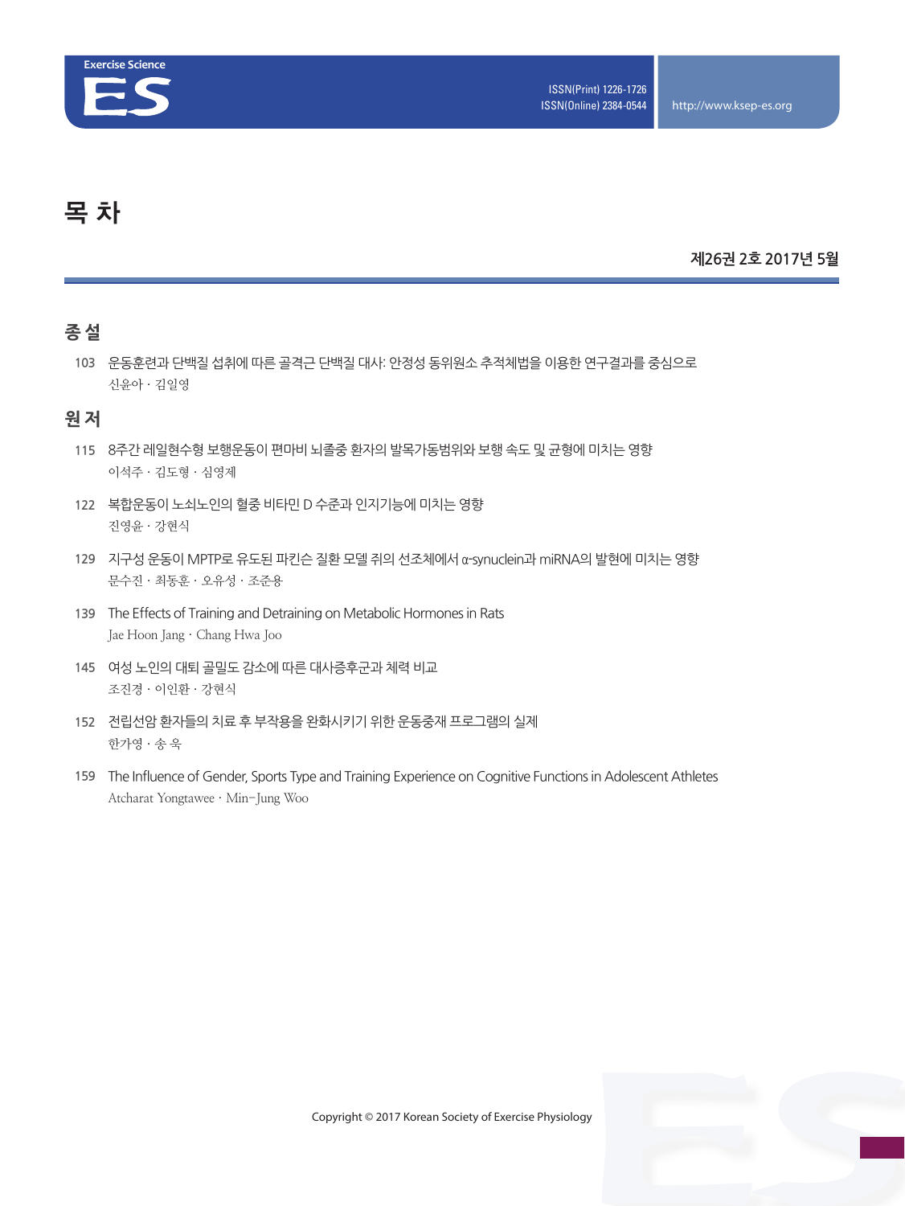# 목 차

**제26권 2호 2017년 5월**

## 종 설

103 운동훈련과 단백질 섭취에 따른 골격근 단백질 대사: 안정성 동위원소 추적체법을 이용한 연구결과를 중심으로
신윤아 · 김일영

## 원 저

115 8주간 레일현수형 보행운동이 편마비 뇌졸중 환자의 발목가동범위와 보행 속도 및 균형에 미치는 영향
이석주 · 김도형 · 심영제

122 복합운동이 노쇠노인의 혈중 비타민 D 수준과 인지기능에 미치는 영향
진영윤 · 강현식

129 지구성 운동이 MPTP로 유도된 파킨슨 질환 모델 쥐의 선조체에서 α-synuclein과 miRNA의 발현에 미치는 영향
문수진 · 최동훈 · 오유성 · 조준용

139 The Effects of Training and Detraining on Metabolic Hormones in Rats
Jae Hoon Jang · Chang Hwa Joo

145 여성 노인의 대퇴 골밀도 감소에 따른 대사증후군과 체력 비교
조진경 · 이인환 · 강현식

152 전립선암 환자들의 치료 후 부작용을 완화시키기 위한 운동중재 프로그램의 실제
한가영 · 송 욱

159 The Influence of Gender, Sports Type and Training Experience on Cognitive Functions in Adolescent Athletes
Atcharat Yongtawee · Min-Jung Woo

Copyright © 2017 Korean Society of Exercise Physiology